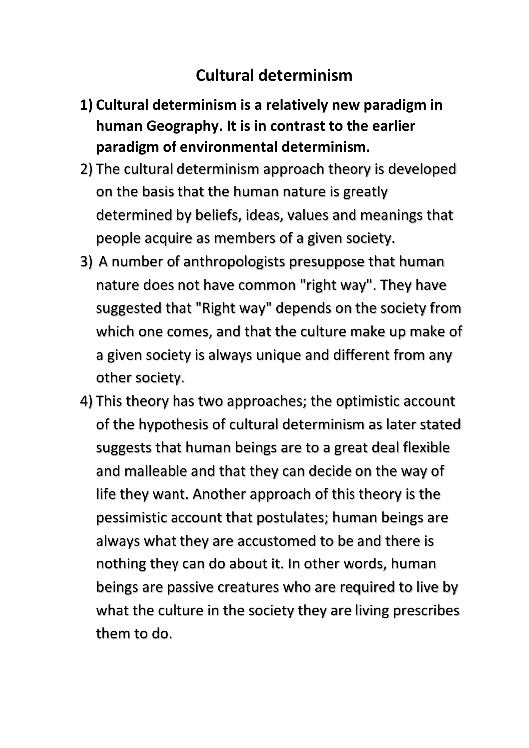# Cultural determinism

1) **Cultural determinism is a relatively new paradigm in human Geography. It is in contrast to the earlier paradigm of environmental determinism.**
2) The cultural determinism approach theory is developed on the basis that the human nature is greatly determined by beliefs, ideas, values and meanings that people acquire as members of a given society.
3) A number of anthropologists presuppose that human nature does not have common "right way". They have suggested that "Right way" depends on the society from which one comes, and that the culture make up make of a given society is always unique and different from any other society.
4) This theory has two approaches; the optimistic account of the hypothesis of cultural determinism as later stated suggests that human beings are to a great deal flexible and malleable and that they can decide on the way of life they want. Another approach of this theory is the pessimistic account that postulates; human beings are always what they are accustomed to be and there is nothing they can do about it. In other words, human beings are passive creatures who are required to live by what the culture in the society they are living prescribes them to do.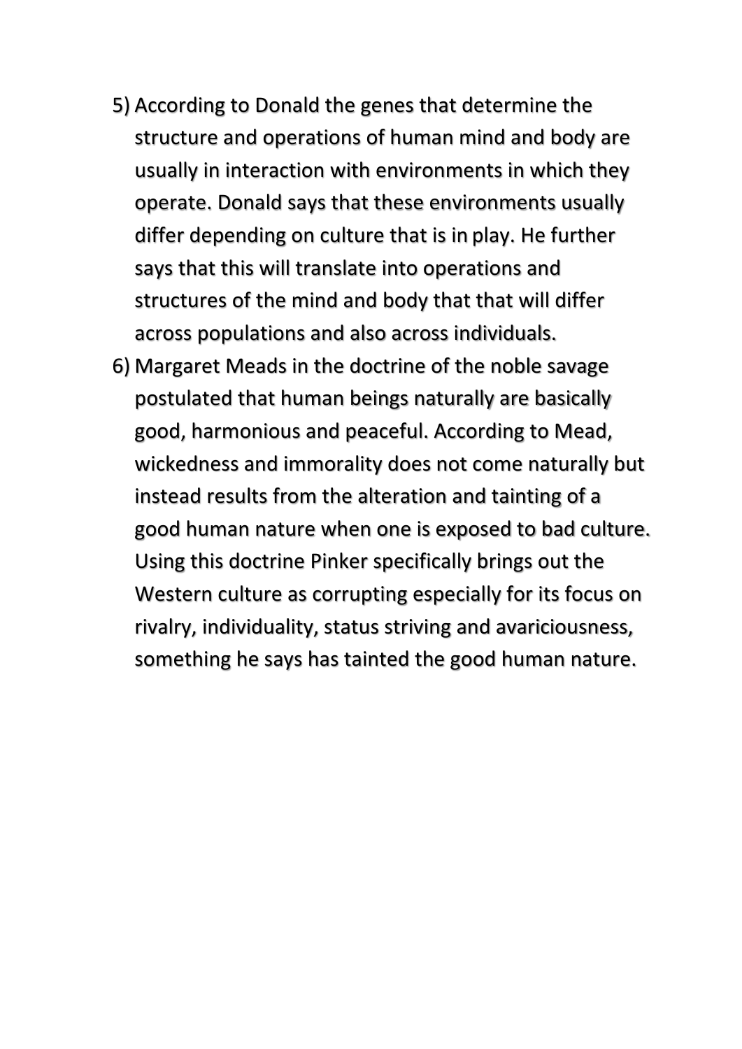5) According to Donald the genes that determine the structure and operations of human mind and body are usually in interaction with environments in which they operate. Donald says that these environments usually differ depending on culture that is in play. He further says that this will translate into operations and structures of the mind and body that that will differ across populations and also across individuals.
6) Margaret Meads in the doctrine of the noble savage postulated that human beings naturally are basically good, harmonious and peaceful. According to Mead, wickedness and immorality does not come naturally but instead results from the alteration and tainting of a good human nature when one is exposed to bad culture. Using this doctrine Pinker specifically brings out the Western culture as corrupting especially for its focus on rivalry, individuality, status striving and avariciousness, something he says has tainted the good human nature.